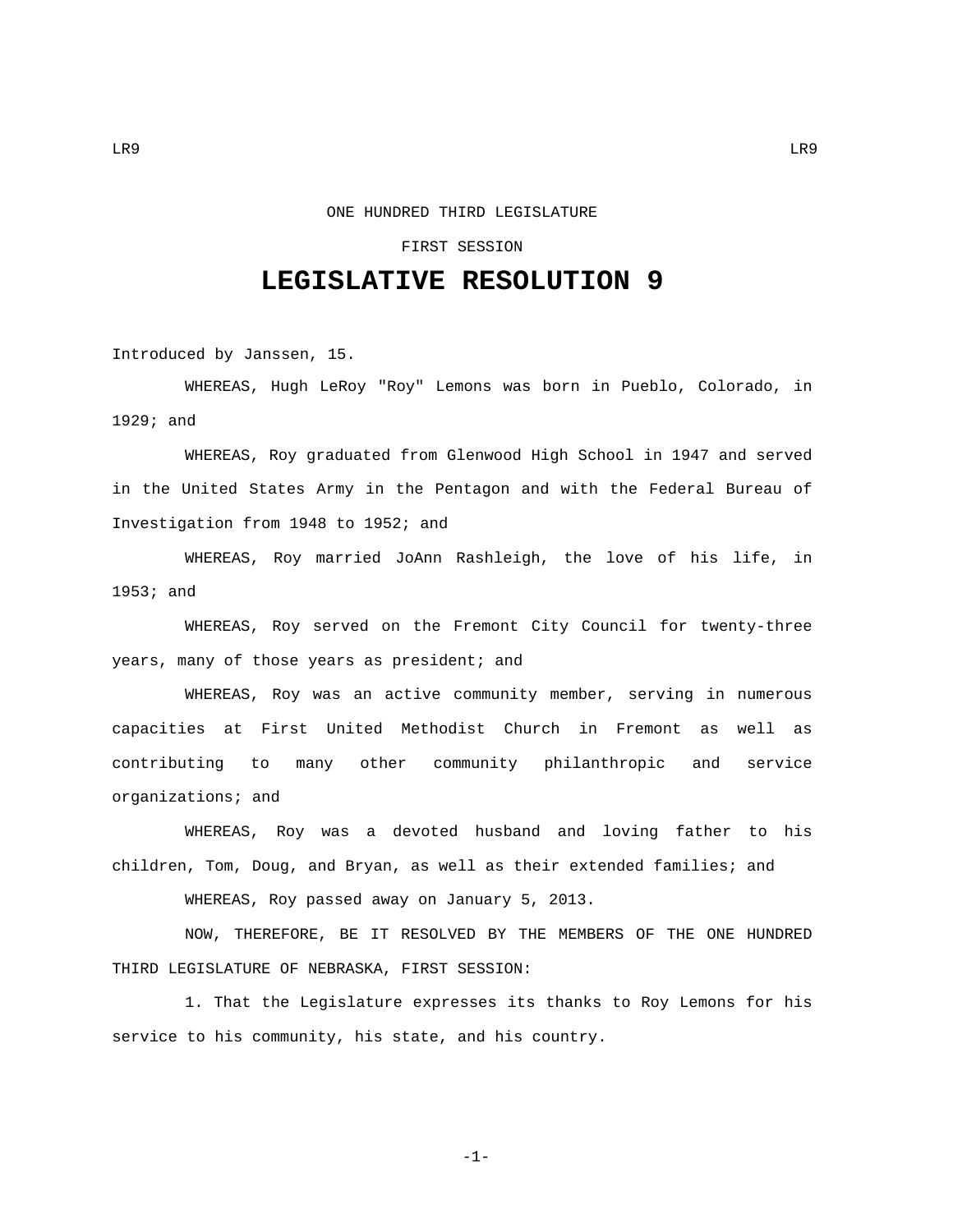ONE HUNDRED THIRD LEGISLATURE

FIRST SESSION

# LEGISLATIVE RESOLUTION 9

Introduced by Janssen, 15.

WHEREAS, Hugh LeRoy "Roy" Lemons was born in Pueblo, Colorado, in 1929; and

WHEREAS, Roy graduated from Glenwood High School in 1947 and served in the United States Army in the Pentagon and with the Federal Bureau of Investigation from 1948 to 1952; and

WHEREAS, Roy married JoAnn Rashleigh, the love of his life, in 1953; and

WHEREAS, Roy served on the Fremont City Council for twenty-three years, many of those years as president; and

WHEREAS, Roy was an active community member, serving in numerous capacities at First United Methodist Church in Fremont as well as contributing to many other community philanthropic and service organizations; and

WHEREAS, Roy was a devoted husband and loving father to his children, Tom, Doug, and Bryan, as well as their extended families; and

WHEREAS, Roy passed away on January 5, 2013.

NOW, THEREFORE, BE IT RESOLVED BY THE MEMBERS OF THE ONE HUNDRED THIRD LEGISLATURE OF NEBRASKA, FIRST SESSION:

1. That the Legislature expresses its thanks to Roy Lemons for his service to his community, his state, and his country.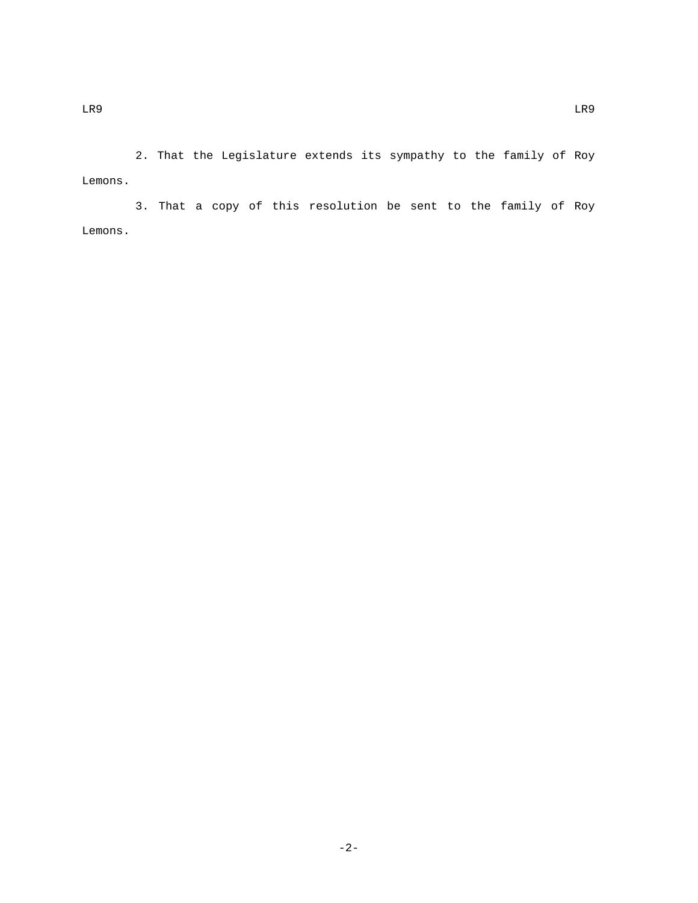2. That the Legislature extends its sympathy to the family of Roy Lemons.

3. That a copy of this resolution be sent to the family of Roy Lemons.